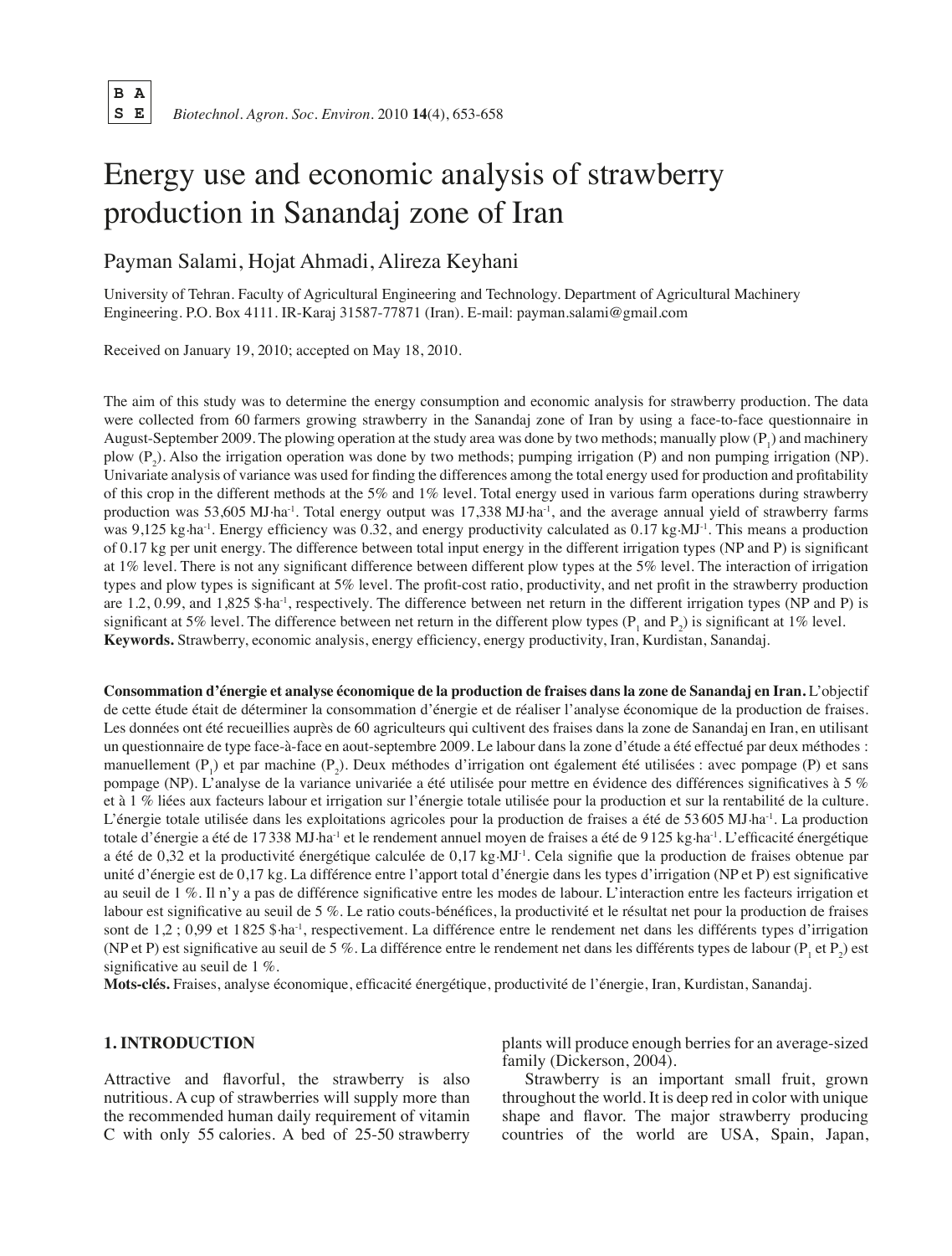# Energy use and economic analysis of strawberry production in Sanandaj zone of Iran

Payman Salami, Hojat Ahmadi, Alireza Keyhani

University of Tehran. Faculty of Agricultural Engineering and Technology. Department of Agricultural Machinery Engineering. P.O. Box 4111. IR-Karaj 31587-77871 (Iran). E-mail: payman.salami@gmail.com

Received on January 19, 2010; accepted on May 18, 2010.

The aim of this study was to determine the energy consumption and economic analysis for strawberry production. The data were collected from 60 farmers growing strawberry in the Sanandaj zone of Iran by using a face-to-face questionnaire in August-September 2009. The plowing operation at the study area was done by two methods; manually plow ($P_1$) and machinery plow ($P_2$). Also the irrigation operation was done by two methods; pumping irrigation (P) and non pumping irrigation (NP). Univariate analysis of variance was used for finding the differences among the total energy used for production and profitability of this crop in the different methods at the 5% and 1% level. Total energy used in various farm operations during strawberry production was 53,605 $MJ{\cdot}ha^{-1}$. Total energy output was 17,338 $MJ{\cdot}ha^{-1}$, and the average annual yield of strawberry farms was 9,125 $kg{\cdot}ha^{-1}$. Energy efficiency was 0.32, and energy productivity calculated as 0.17 $kg{\cdot}MJ^{-1}$. This means a production of 0.17 kg per unit energy. The difference between total input energy in the different irrigation types (NP and P) is significant at 1% level. There is not any significant difference between different plow types at the 5% level. The interaction of irrigation types and plow types is significant at 5% level. The profit-cost ratio, productivity, and net profit in the strawberry production are 1.2, 0.99, and 1,825 $\${\cdot}ha^{-1}$, respectively. The difference between net return in the different irrigation types (NP and P) is significant at 5% level. The difference between net return in the different plow types ($P_1$ and $P_2$) is significant at 1% level.

**Keywords.** Strawberry, economic analysis, energy efficiency, energy productivity, Iran, Kurdistan, Sanandaj.

**Consommation d'énergie et analyse économique de la production de fraises dans la zone de Sanandaj en Iran.** L'objectif de cette étude était de déterminer la consommation d'énergie et de réaliser l'analyse économique de la production de fraises. Les données ont été recueillies auprès de 60 agriculteurs qui cultivent des fraises dans la zone de Sanandaj en Iran, en utilisant un questionnaire de type face-à-face en aout-septembre 2009. Le labour dans la zone d'étude a été effectué par deux méthodes : manuellement ($P_1$) et par machine ($P_2$). Deux méthodes d'irrigation ont également été utilisées : avec pompage (P) et sans pompage (NP). L'analyse de la variance univariée a été utilisée pour mettre en évidence des différences significatives à 5 % et à 1 % liées aux facteurs labour et irrigation sur l'énergie totale utilisée pour la production et sur la rentabilité de la culture. L'énergie totale utilisée dans les exploitations agricoles pour la production de fraises a été de 53 605 $MJ{\cdot}ha^{-1}$. La production totale d'énergie a été de 17 338 $MJ{\cdot}ha^{-1}$ et le rendement annuel moyen de fraises a été de 9 125 $kg{\cdot}ha^{-1}$. L'efficacité énergétique a été de 0,32 et la productivité énergétique calculée de 0,17 $kg{\cdot}MJ^{-1}$. Cela signifie que la production de fraises obtenue par unité d'énergie est de 0,17 kg. La différence entre l'apport total d'énergie dans les types d'irrigation (NP et P) est significative au seuil de 1 %. Il n'y a pas de différence significative entre les modes de labour. L'interaction entre les facteurs irrigation et labour est significative au seuil de 5 %. Le ratio couts-bénéfices, la productivité et le résultat net pour la production de fraises sont de 1,2 ; 0,99 et 1 825 $\${\cdot}ha^{-1}$, respectivement. La différence entre le rendement net dans les différents types d'irrigation (NP et P) est significative au seuil de 5 %. La différence entre le rendement net dans les différents types de labour ($P_1$ et $P_2$) est significative au seuil de 1 %.

**Mots-clés.** Fraises, analyse économique, efficacité énergétique, productivité de l'énergie, Iran, Kurdistan, Sanandaj.

## 1. INTRODUCTION

Attractive and flavorful, the strawberry is also nutritious. A cup of strawberries will supply more than the recommended human daily requirement of vitamin C with only 55 calories. A bed of 25-50 strawberry plants will produce enough berries for an average-sized family (Dickerson, 2004).

Strawberry is an important small fruit, grown throughout the world. It is deep red in color with unique shape and flavor. The major strawberry producing countries of the world are USA, Spain, Japan,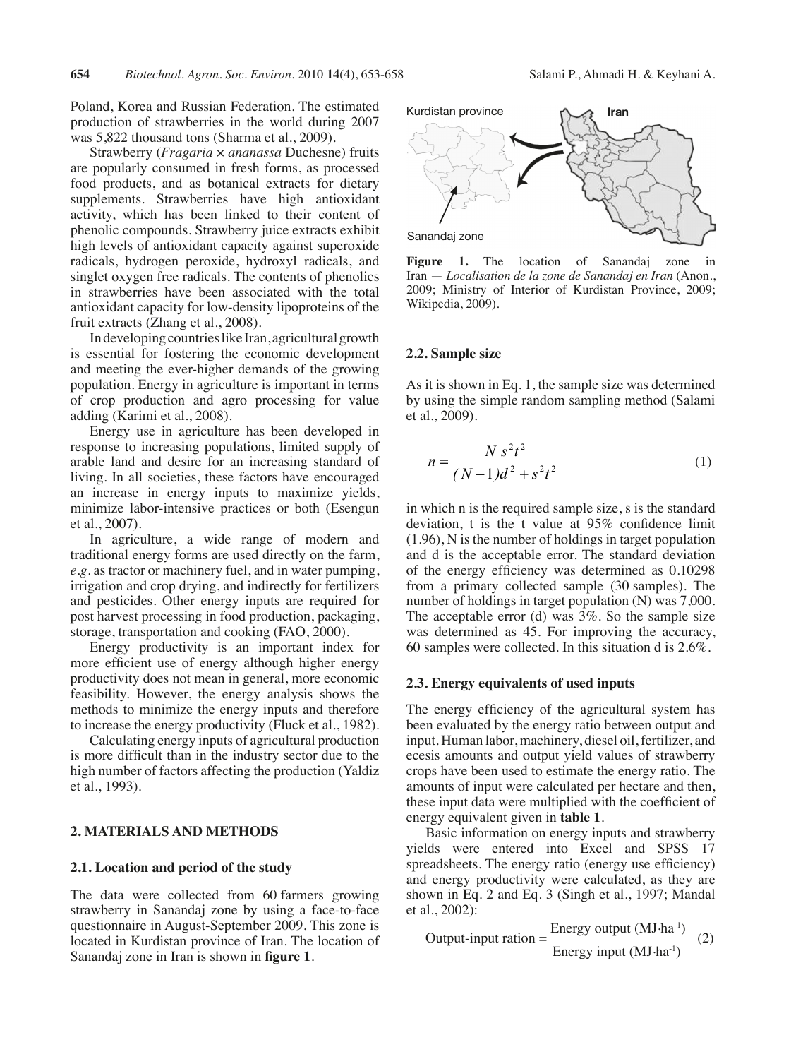Poland, Korea and Russian Federation. The estimated production of strawberries in the world during 2007 was 5,822 thousand tons (Sharma et al., 2009).

Strawberry (*Fragaria* × *ananassa* Duchesne) fruits are popularly consumed in fresh forms, as processed food products, and as botanical extracts for dietary supplements. Strawberries have high antioxidant activity, which has been linked to their content of phenolic compounds. Strawberry juice extracts exhibit high levels of antioxidant capacity against superoxide radicals, hydrogen peroxide, hydroxyl radicals, and singlet oxygen free radicals. The contents of phenolics in strawberries have been associated with the total antioxidant capacity for low-density lipoproteins of the fruit extracts (Zhang et al., 2008).

In developing countries like Iran, agricultural growth is essential for fostering the economic development and meeting the ever-higher demands of the growing population. Energy in agriculture is important in terms of crop production and agro processing for value adding (Karimi et al., 2008).

Energy use in agriculture has been developed in response to increasing populations, limited supply of arable land and desire for an increasing standard of living. In all societies, these factors have encouraged an increase in energy inputs to maximize yields, minimize labor-intensive practices or both (Esengun et al., 2007).

In agriculture, a wide range of modern and traditional energy forms are used directly on the farm, *e.g.* as tractor or machinery fuel, and in water pumping, irrigation and crop drying, and indirectly for fertilizers and pesticides. Other energy inputs are required for post harvest processing in food production, packaging, storage, transportation and cooking (FAO, 2000).

Energy productivity is an important index for more efficient use of energy although higher energy productivity does not mean in general, more economic feasibility. However, the energy analysis shows the methods to minimize the energy inputs and therefore to increase the energy productivity (Fluck et al., 1982).

Calculating energy inputs of agricultural production is more difficult than in the industry sector due to the high number of factors affecting the production (Yaldiz et al., 1993).

## 2. MATERIALS AND METHODS

### 2.1. Location and period of the study

The data were collected from 60 farmers growing strawberry in Sanandaj zone by using a face-to-face questionnaire in August-September 2009. This zone is located in Kurdistan province of Iran. The location of Sanandaj zone in Iran is shown in **figure 1**.

Kurdistan province — Iran — Sanandaj zone

**Figure 1.** The location of Sanandaj zone in Iran — *Localisation de la zone de Sanandaj en Iran* (Anon., 2009; Ministry of Interior of Kurdistan Province, 2009; Wikipedia, 2009).

### 2.2. Sample size

As it is shown in Eq. 1, the sample size was determined by using the simple random sampling method (Salami et al., 2009).

$$n = \frac{N\, s^2 t^2}{(N-1)d^2 + s^2 t^2} \tag{1}$$

in which n is the required sample size, s is the standard deviation, t is the t value at 95% confidence limit (1.96), N is the number of holdings in target population and d is the acceptable error. The standard deviation of the energy efficiency was determined as 0.10298 from a primary collected sample (30 samples). The number of holdings in target population (N) was 7,000. The acceptable error (d) was 3%. So the sample size was determined as 45. For improving the accuracy, 60 samples were collected. In this situation d is 2.6%.

### 2.3. Energy equivalents of used inputs

The energy efficiency of the agricultural system has been evaluated by the energy ratio between output and input. Human labor, machinery, diesel oil, fertilizer, and ecesis amounts and output yield values of strawberry crops have been used to estimate the energy ratio. The amounts of input were calculated per hectare and then, these input data were multiplied with the coefficient of energy equivalent given in **table 1**.

Basic information on energy inputs and strawberry yields were entered into Excel and SPSS 17 spreadsheets. The energy ratio (energy use efficiency) and energy productivity were calculated, as they are shown in Eq. 2 and Eq. 3 (Singh et al., 1997; Mandal et al., 2002):

$$\text{Output-input ration} = \frac{\text{Energy output (MJ·ha}^{-1}\text{)}}{\text{Energy input (MJ·ha}^{-1}\text{)}} \tag{2}$$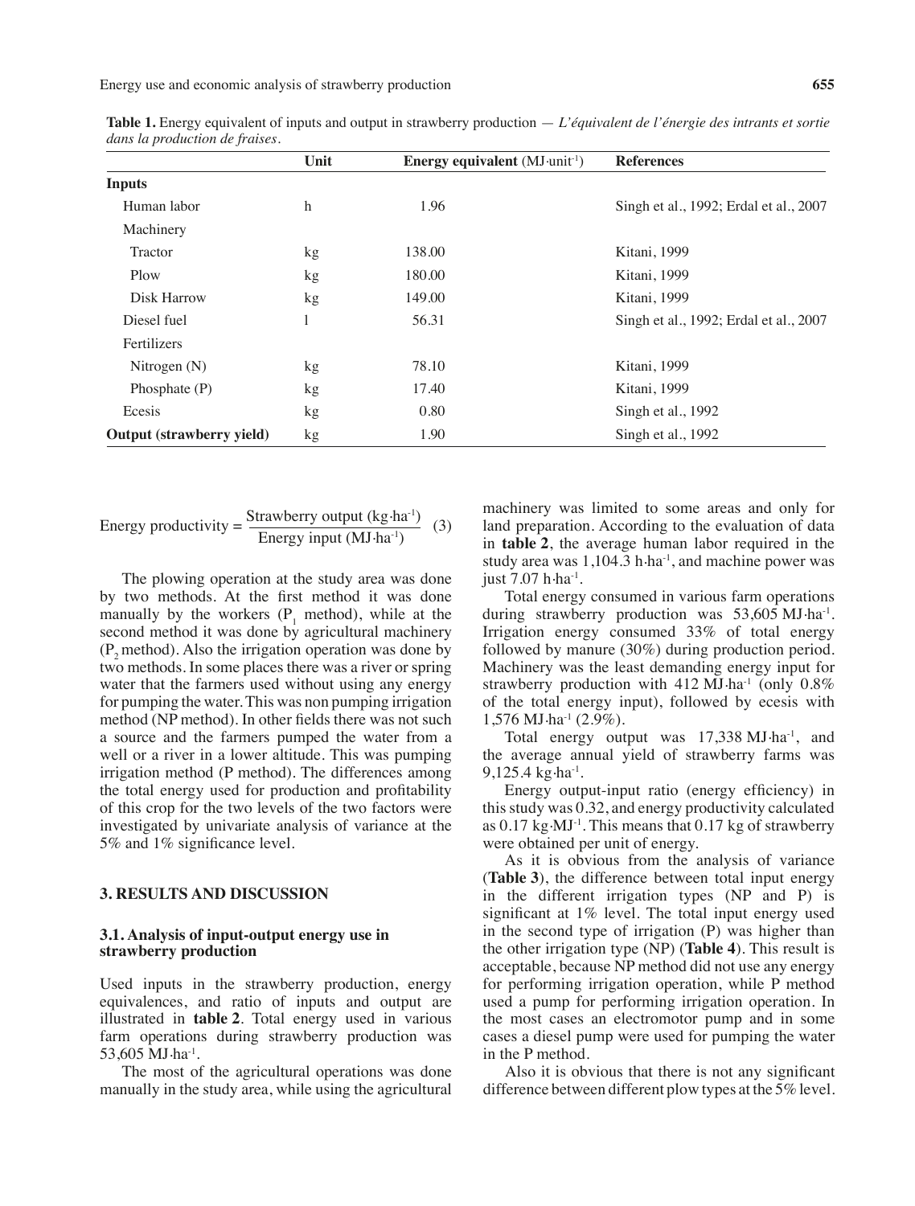**Table 1.** Energy equivalent of inputs and output in strawberry production — *L'équivalent de l'énergie des intrants et sortie dans la production de fraises*.

| | Unit | Energy equivalent (MJ·unit$^{-1}$) | References |
|---|---|---|---|
| **Inputs** | | | |
| Human labor | h | 1.96 | Singh et al., 1992; Erdal et al., 2007 |
| Machinery | | | |
| Tractor | kg | 138.00 | Kitani, 1999 |
| Plow | kg | 180.00 | Kitani, 1999 |
| Disk Harrow | kg | 149.00 | Kitani, 1999 |
| Diesel fuel | l | 56.31 | Singh et al., 1992; Erdal et al., 2007 |
| Fertilizers | | | |
| Nitrogen (N) | kg | 78.10 | Kitani, 1999 |
| Phosphate (P) | kg | 17.40 | Kitani, 1999 |
| Ecesis | kg | 0.80 | Singh et al., 1992 |
| **Output (strawberry yield)** | kg | 1.90 | Singh et al., 1992 |

$$\text{Energy productivity} = \frac{\text{Strawberry output (kg·ha}^{-1}\text{)}}{\text{Energy input (MJ·ha}^{-1}\text{)}} \quad (3)$$

The plowing operation at the study area was done by two methods. At the first method it was done manually by the workers ($P_1$ method), while at the second method it was done by agricultural machinery ($P_2$ method). Also the irrigation operation was done by two methods. In some places there was a river or spring water that the farmers used without using any energy for pumping the water. This was non pumping irrigation method (NP method). In other fields there was not such a source and the farmers pumped the water from a well or a river in a lower altitude. This was pumping irrigation method (P method). The differences among the total energy used for production and profitability of this crop for the two levels of the two factors were investigated by univariate analysis of variance at the 5% and 1% significance level.

## 3. RESULTS AND DISCUSSION

### 3.1. Analysis of input-output energy use in strawberry production

Used inputs in the strawberry production, energy equivalences, and ratio of inputs and output are illustrated in **table 2**. Total energy used in various farm operations during strawberry production was 53,605 MJ·ha$^{-1}$.

The most of the agricultural operations was done manually in the study area, while using the agricultural machinery was limited to some areas and only for land preparation. According to the evaluation of data in **table 2**, the average human labor required in the study area was 1,104.3 h·ha$^{-1}$, and machine power was just 7.07 h·ha$^{-1}$.

Total energy consumed in various farm operations during strawberry production was 53,605 MJ·ha$^{-1}$. Irrigation energy consumed 33% of total energy followed by manure (30%) during production period. Machinery was the least demanding energy input for strawberry production with 412 MJ·ha$^{-1}$ (only 0.8% of the total energy input), followed by ecesis with 1,576 MJ·ha$^{-1}$ (2.9%).

Total energy output was 17,338 MJ·ha$^{-1}$, and the average annual yield of strawberry farms was 9,125.4 kg·ha$^{-1}$.

Energy output-input ratio (energy efficiency) in this study was 0.32, and energy productivity calculated as 0.17 kg·MJ$^{-1}$. This means that 0.17 kg of strawberry were obtained per unit of energy.

As it is obvious from the analysis of variance (**Table 3**), the difference between total input energy in the different irrigation types (NP and P) is significant at 1% level. The total input energy used in the second type of irrigation (P) was higher than the other irrigation type (NP) (**Table 4**). This result is acceptable, because NP method did not use any energy for performing irrigation operation, while P method used a pump for performing irrigation operation. In the most cases an electromotor pump and in some cases a diesel pump were used for pumping the water in the P method.

Also it is obvious that there is not any significant difference between different plow types at the 5% level.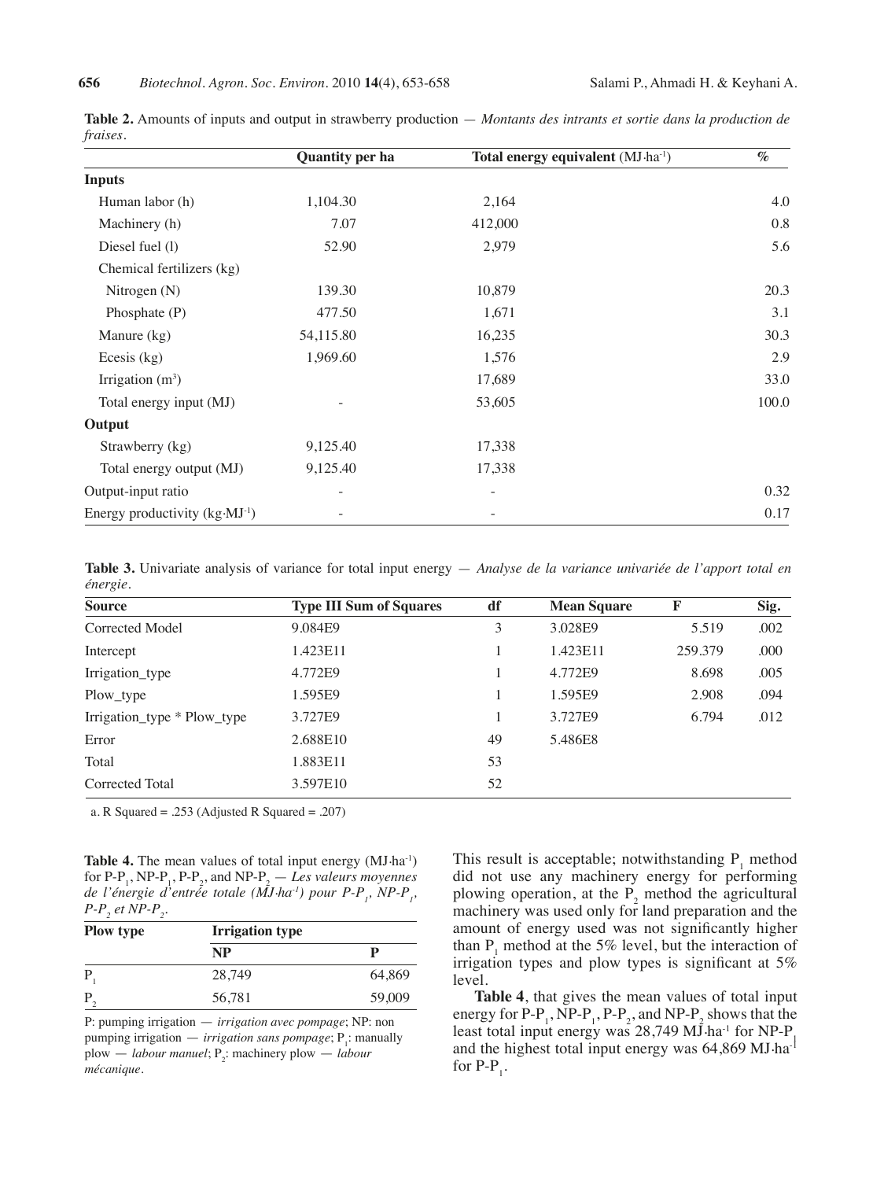**Table 2.** Amounts of inputs and output in strawberry production — *Montants des intrants et sortie dans la production de fraises*.

| | Quantity per ha | Total energy equivalent ($MJ \cdot ha^{-1}$) | % |
|---|---|---|---|
| **Inputs** | | | |
| Human labor (h) | 1,104.30 | 2,164 | 4.0 |
| Machinery (h) | 7.07 | 412,000 | 0.8 |
| Diesel fuel (l) | 52.90 | 2,979 | 5.6 |
| Chemical fertilizers (kg) | | | |
| Nitrogen (N) | 139.30 | 10,879 | 20.3 |
| Phosphate (P) | 477.50 | 1,671 | 3.1 |
| Manure (kg) | 54,115.80 | 16,235 | 30.3 |
| Ecesis (kg) | 1,969.60 | 1,576 | 2.9 |
| Irrigation ($m^3$) | | 17,689 | 33.0 |
| Total energy input (MJ) | - | 53,605 | 100.0 |
| **Output** | | | |
| Strawberry (kg) | 9,125.40 | 17,338 | |
| Total energy output (MJ) | 9,125.40 | 17,338 | |
| Output-input ratio | - | - | 0.32 |
| Energy productivity ($kg \cdot MJ^{-1}$) | - | - | 0.17 |

**Table 3.** Univariate analysis of variance for total input energy — *Analyse de la variance univariée de l'apport total en énergie*.

| Source | Type III Sum of Squares | df | Mean Square | F | Sig. |
|---|---|---|---|---|---|
| Corrected Model | 9.084E9 | 3 | 3.028E9 | 5.519 | .002 |
| Intercept | 1.423E11 | 1 | 1.423E11 | 259.379 | .000 |
| Irrigation_type | 4.772E9 | 1 | 4.772E9 | 8.698 | .005 |
| Plow_type | 1.595E9 | 1 | 1.595E9 | 2.908 | .094 |
| Irrigation_type * Plow_type | 3.727E9 | 1 | 3.727E9 | 6.794 | .012 |
| Error | 2.688E10 | 49 | 5.486E8 | | |
| Total | 1.883E11 | 53 | | | |
| Corrected Total | 3.597E10 | 52 | | | |

a. R Squared = .253 (Adjusted R Squared = .207)

**Table 4.** The mean values of total input energy ($MJ \cdot ha^{-1}$) for P-$P_1$, NP-$P_1$, P-$P_2$, and NP-$P_2$ — *Les valeurs moyennes de l'énergie d'entrée totale (MJ·ha⁻¹) pour P-$P_1$, NP-$P_1$, P-$P_2$ et NP-$P_2$*.

| Plow type | Irrigation type | |
|---|---|---|
| | NP | P |
| $P_1$ | 28,749 | 64,869 |
| $P_2$ | 56,781 | 59,009 |

P: pumping irrigation — *irrigation avec pompage*; NP: non pumping irrigation — *irrigation sans pompage*; $P_1$: manually plow — *labour manuel*; $P_2$: machinery plow — *labour mécanique*.

This result is acceptable; notwithstanding $P_1$ method did not use any machinery energy for performing plowing operation, at the $P_2$ method the agricultural machinery was used only for land preparation and the amount of energy used was not significantly higher than $P_1$ method at the 5% level, but the interaction of irrigation types and plow types is significant at 5% level.

**Table 4**, that gives the mean values of total input energy for P-$P_1$, NP-$P_1$, P-$P_2$, and NP-$P_2$ shows that the least total input energy was 28,749 $MJ \cdot ha^{-1}$ for NP-$P_1$ and the highest total input energy was 64,869 $MJ \cdot ha^{-1}$ for P-$P_1$.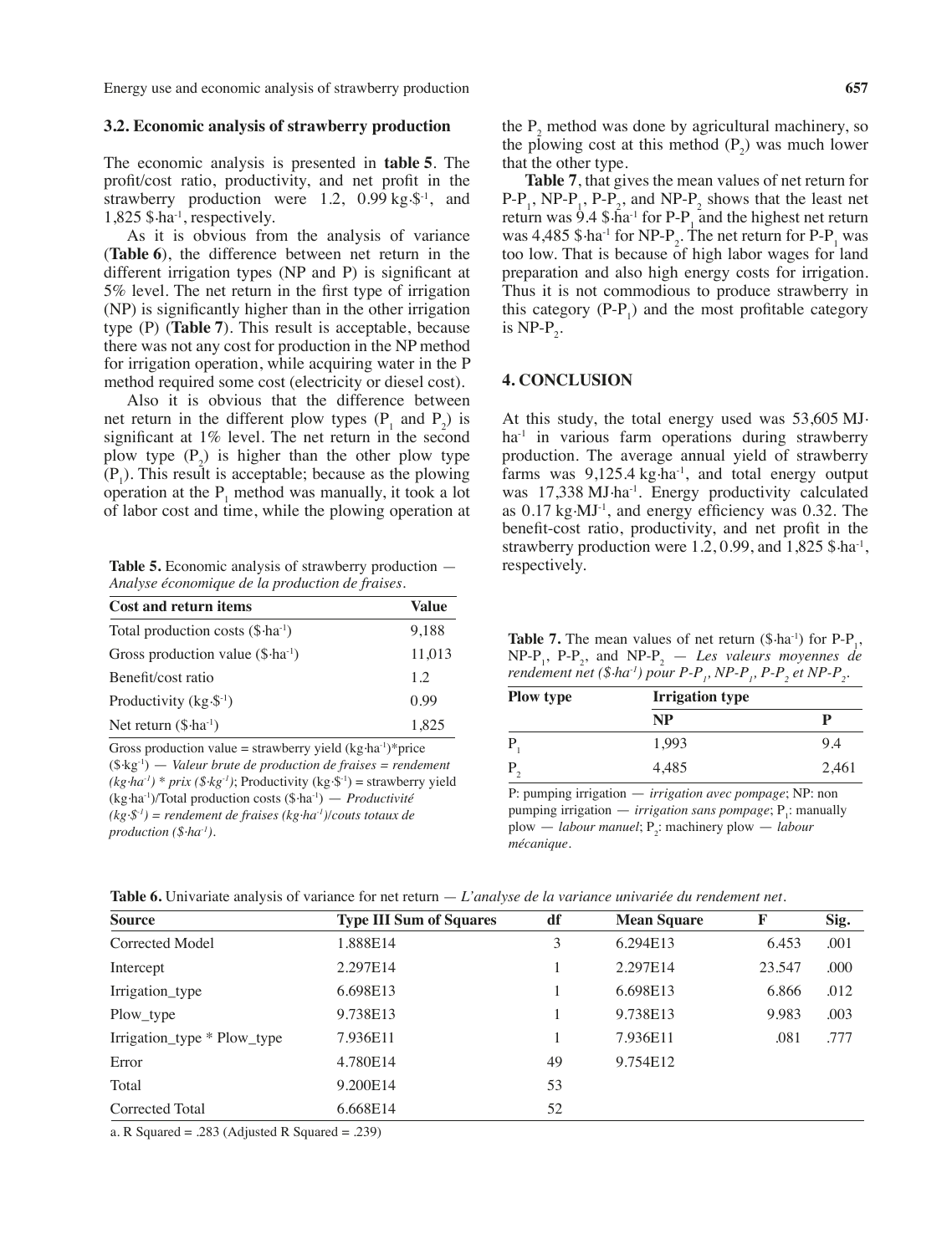### 3.2. Economic analysis of strawberry production

The economic analysis is presented in **table 5**. The profit/cost ratio, productivity, and net profit in the strawberry production were 1.2, 0.99 kg·$$^{-1}$, and 1,825 $·ha$^{-1}$, respectively.

As it is obvious from the analysis of variance (**Table 6**), the difference between net return in the different irrigation types (NP and P) is significant at 5% level. The net return in the first type of irrigation (NP) is significantly higher than in the other irrigation type (P) (**Table 7**). This result is acceptable, because there was not any cost for production in the NP method for irrigation operation, while acquiring water in the P method required some cost (electricity or diesel cost).

Also it is obvious that the difference between net return in the different plow types ($P_1$ and $P_2$) is significant at 1% level. The net return in the second plow type ($P_2$) is higher than the other plow type ($P_1$). This result is acceptable; because as the plowing operation at the $P_1$ method was manually, it took a lot of labor cost and time, while the plowing operation at the $P_2$ method was done by agricultural machinery, so the plowing cost at this method ($P_2$) was much lower that the other type.

**Table 5.** Economic analysis of strawberry production — *Analyse économique de la production de fraises.*

| Cost and return items | Value |
|---|---|
| Total production costs ($·ha$^{-1}$) | 9,188 |
| Gross production value ($·ha$^{-1}$) | 11,013 |
| Benefit/cost ratio | 1.2 |
| Productivity (kg·$$^{-1}$) | 0.99 |
| Net return ($·ha$^{-1}$) | 1,825 |

Gross production value = strawberry yield (kg·ha$^{-1}$)*price ($·kg$^{-1}$) — *Valeur brute de production de fraises = rendement (kg·ha$^{-1}$) * prix ($·kg$^{-1}$)*; Productivity (kg·$$^{-1}$) = strawberry yield (kg·ha$^{-1}$)/Total production costs ($·ha$^{-1}$) — *Productivité (kg·$$^{-1}$) = rendement de fraises (kg·ha$^{-1}$)/couts totaux de production ($·ha$^{-1}$).*

**Table 7**, that gives the mean values of net return for P-$P_1$, NP-$P_1$, P-$P_2$, and NP-$P_2$ shows that the least net return was 9.4 $·ha$^{-1}$ for P-$P_1$ and the highest net return was 4,485 $·ha$^{-1}$ for NP-$P_2$. The net return for P-$P_1$ was too low. That is because of high labor wages for land preparation and also high energy costs for irrigation. Thus it is not commodious to produce strawberry in this category (P-$P_1$) and the most profitable category is NP-$P_2$.

## 4. CONCLUSION

At this study, the total energy used was 53,605 MJ·ha$^{-1}$ in various farm operations during strawberry production. The average annual yield of strawberry farms was 9,125.4 kg·ha$^{-1}$, and total energy output was 17,338 MJ·ha$^{-1}$. Energy productivity calculated as 0.17 kg·MJ$^{-1}$, and energy efficiency was 0.32. The benefit-cost ratio, productivity, and net profit in the strawberry production were 1.2, 0.99, and 1,825 $·ha$^{-1}$, respectively.

**Table 7.** The mean values of net return ($·ha$^{-1}$) for P-$P_1$, NP-$P_1$, P-$P_2$, and NP-$P_2$ — *Les valeurs moyennes de rendement net ($·ha$^{-1}$) pour P-$P_1$, NP-$P_1$, P-$P_2$ et NP-$P_2$.*

| Plow type | Irrigation type | |
|---|---|---|
| | NP | P |
| $P_1$ | 1,993 | 9.4 |
| $P_2$ | 4,485 | 2,461 |

P: pumping irrigation — *irrigation avec pompage*; NP: non pumping irrigation — *irrigation sans pompage*; $P_1$: manually plow — *labour manuel*; $P_2$: machinery plow — *labour mécanique*.

**Table 6.** Univariate analysis of variance for net return — *L'analyse de la variance univariée du rendement net.*

| Source | Type III Sum of Squares | df | Mean Square | F | Sig. |
|---|---|---|---|---|---|
| Corrected Model | 1.888E14 | 3 | 6.294E13 | 6.453 | .001 |
| Intercept | 2.297E14 | 1 | 2.297E14 | 23.547 | .000 |
| Irrigation_type | 6.698E13 | 1 | 6.698E13 | 6.866 | .012 |
| Plow_type | 9.738E13 | 1 | 9.738E13 | 9.983 | .003 |
| Irrigation_type * Plow_type | 7.936E11 | 1 | 7.936E11 | .081 | .777 |
| Error | 4.780E14 | 49 | 9.754E12 | | |
| Total | 9.200E14 | 53 | | | |
| Corrected Total | 6.668E14 | 52 | | | |

a. R Squared = .283 (Adjusted R Squared = .239)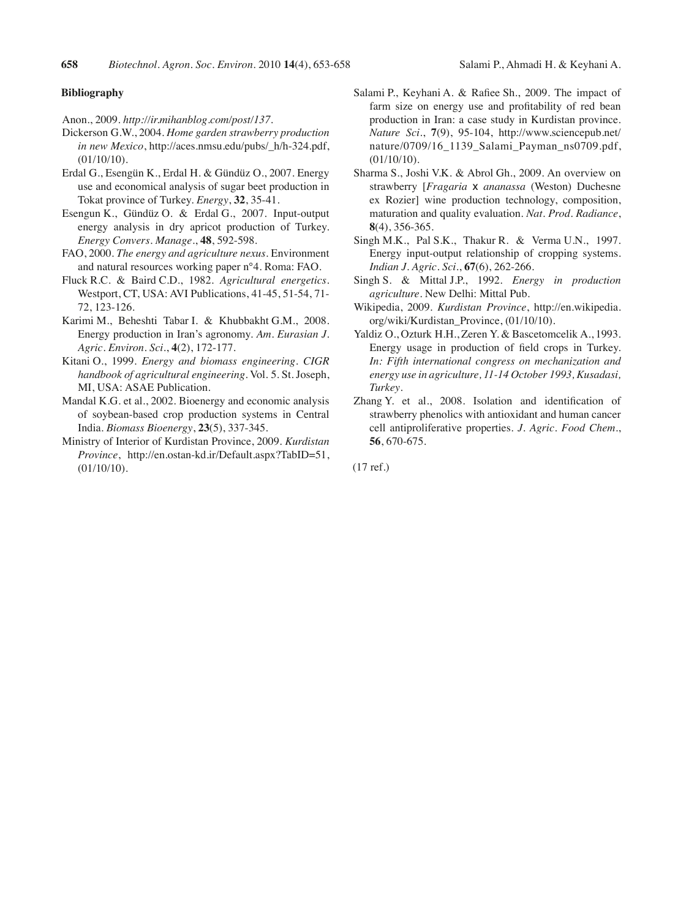## Bibliography

Anon., 2009. *http://ir.mihanblog.com/post/137.*

Dickerson G.W., 2004. *Home garden strawberry production in new Mexico*, http://aces.nmsu.edu/pubs/_h/h-324.pdf, (01/10/10).

Erdal G., Esengün K., Erdal H. & Gündüz O., 2007. Energy use and economical analysis of sugar beet production in Tokat province of Turkey. *Energy*, **32**, 35-41.

Esengun K., Gündüz O. & Erdal G., 2007. Input-output energy analysis in dry apricot production of Turkey. *Energy Convers. Manage.*, **48**, 592-598.

FAO, 2000. *The energy and agriculture nexus*. Environment and natural resources working paper n°4. Roma: FAO.

Fluck R.C. & Baird C.D., 1982. *Agricultural energetics*. Westport, CT, USA: AVI Publications, 41-45, 51-54, 71-72, 123-126.

Karimi M., Beheshti Tabar I. & Khubbakht G.M., 2008. Energy production in Iran's agronomy. *Am. Eurasian J. Agric. Environ. Sci.*, **4**(2), 172-177.

Kitani O., 1999. *Energy and biomass engineering. CIGR handbook of agricultural engineering*. Vol. 5. St. Joseph, MI, USA: ASAE Publication.

Mandal K.G. et al., 2002. Bioenergy and economic analysis of soybean-based crop production systems in Central India. *Biomass Bioenergy*, **23**(5), 337-345.

Ministry of Interior of Kurdistan Province, 2009. *Kurdistan Province*, http://en.ostan-kd.ir/Default.aspx?TabID=51, (01/10/10).

Salami P., Keyhani A. & Rafiee Sh., 2009. The impact of farm size on energy use and profitability of red bean production in Iran: a case study in Kurdistan province. *Nature Sci.*, **7**(9), 95-104, http://www.sciencepub.net/nature/0709/16_1139_Salami_Payman_ns0709.pdf, (01/10/10).

Sharma S., Joshi V.K. & Abrol Gh., 2009. An overview on strawberry [*Fragaria* x *ananassa* (Weston) Duchesne ex Rozier] wine production technology, composition, maturation and quality evaluation. *Nat. Prod. Radiance*, **8**(4), 356-365.

Singh M.K., Pal S.K., Thakur R. & Verma U.N., 1997. Energy input-output relationship of cropping systems. *Indian J. Agric. Sci.*, **67**(6), 262-266.

Singh S. & Mittal J.P., 1992. *Energy in production agriculture*. New Delhi: Mittal Pub.

Wikipedia, 2009. *Kurdistan Province*, http://en.wikipedia.org/wiki/Kurdistan_Province, (01/10/10).

Yaldiz O., Ozturk H.H., Zeren Y. & Bascetomcelik A., 1993. Energy usage in production of field crops in Turkey. *In: Fifth international congress on mechanization and energy use in agriculture, 11-14 October 1993, Kusadasi, Turkey.*

Zhang Y. et al., 2008. Isolation and identification of strawberry phenolics with antioxidant and human cancer cell antiproliferative properties. *J. Agric. Food Chem.*, **56**, 670-675.

(17 ref.)